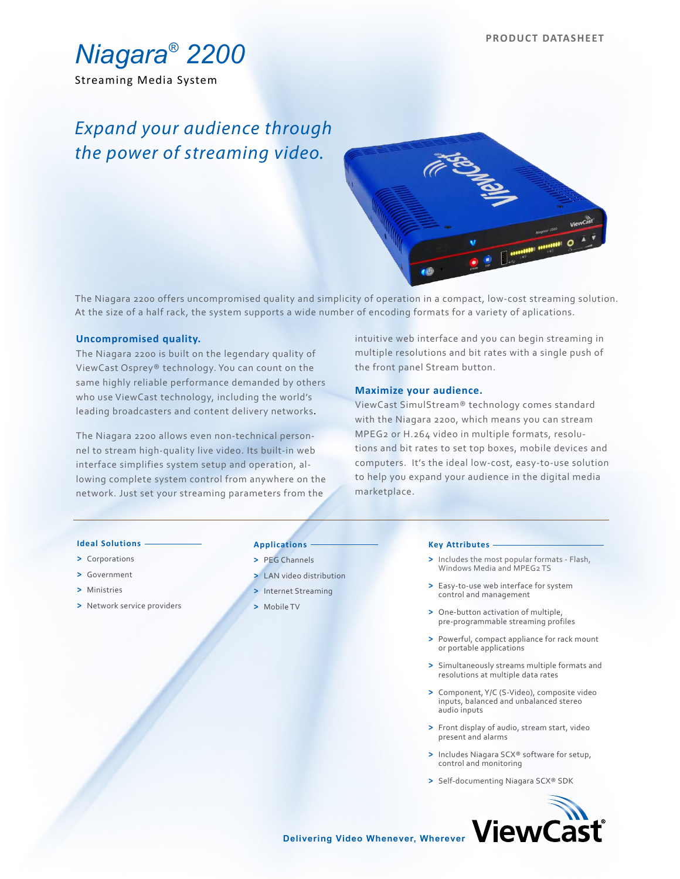PRODUCT DATASHEET

# Niagara® 2200

Streaming Media System

## *Expand your audience through the power of streaming video.*

The Niagara 2200 offers uncompromised quality and simplicity of operation in a compact, low-cost streaming solution. At the size of a half rack, the system supports a wide number of encoding formats for a variety of aplications.

### Uncompromised quality.

The Niagara 2200 is built on the legendary quality of ViewCast Osprey® technology. You can count on the same highly reliable performance demanded by others who use ViewCast technology, including the world's leading broadcasters and content delivery networks.

The Niagara 2200 allows even non-technical personnel to stream high-quality live video. Its built-in web interface simplifies system setup and operation, allowing complete system control from anywhere on the network. Just set your streaming parameters from the intuitive web interface and you can begin streaming in multiple resolutions and bit rates with a single push of the front panel Stream button.

### Maximize your audience.

ViewCast SimulStream® technology comes standard with the Niagara 2200, which means you can stream MPEG2 or H.264 video in multiple formats, resolutions and bit rates to set top boxes, mobile devices and computers. It's the ideal low-cost, easy-to-use solution to help you expand your audience in the digital media marketplace.

#### Ideal Solutions

> Corporations
> Government
> Ministries
> Network service providers

#### Applications

> PEG Channels
> LAN video distribution
> Internet Streaming
> Mobile TV

#### Key Attributes

> Includes the most popular formats - Flash, Windows Media and MPEG2 TS
> Easy-to-use web interface for system control and management
> One-button activation of multiple, pre-programmable streaming profiles
> Powerful, compact appliance for rack mount or portable applications
> Simultaneously streams multiple formats and resolutions at multiple data rates
> Component, Y/C (S-Video), composite video inputs, balanced and unbalanced stereo audio inputs
> Front display of audio, stream start, video present and alarms
> Includes Niagara SCX® software for setup, control and monitoring
> Self-documenting Niagara SCX® SDK

**Delivering Video Whenever, Wherever** ViewCast®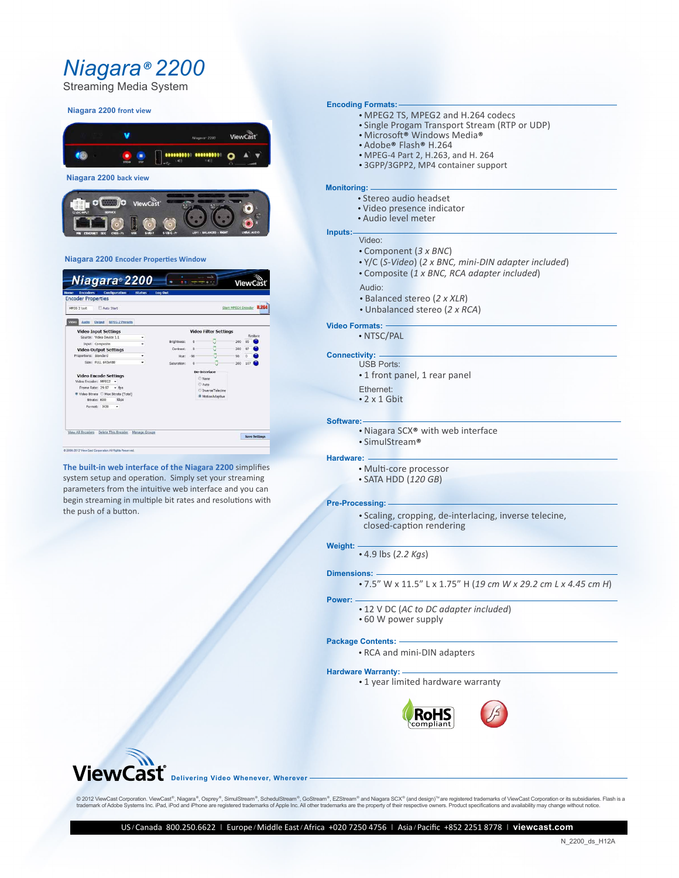# Niagara® 2200

Streaming Media System

Niagara 2200 front view

Niagara 2200 back view

Niagara 2200 Encoder Properties Window

**The built-in web interface of the Niagara 2200** simplifies system setup and operation. Simply set your streaming parameters from the intuitive web interface and you can begin streaming in multiple bit rates and resolutions with the push of a button.

**Encoding Formats:**

- MPEG2 TS, MPEG2 and H.264 codecs
- Single Progam Transport Stream (RTP or UDP)
- Microsoft® Windows Media®
- Adobe® Flash® H.264
- MPEG-4 Part 2, H.263, and H. 264
- 3GPP/3GPP2, MP4 container support

**Monitoring:**

- Stereo audio headset
- Video presence indicator
- Audio level meter

**Inputs:**

Video:

- Component (*3 x BNC*)
- Y/C (*S-Video*) (*2 x BNC, mini-DIN adapter included*)
- Composite (*1 x BNC, RCA adapter included*)

Audio:

- Balanced stereo (*2 x XLR*)
- Unbalanced stereo (*2 x RCA*)

**Video Formats:**

- NTSC/PAL

**Connectivity:**

USB Ports:

- 1 front panel, 1 rear panel

Ethernet:

- 2 x 1 Gbit

**Software:**

- Niagara SCX® with web interface
- SimulStream®

**Hardware:**

- Multi-core processor
- SATA HDD (*120 GB*)

**Pre-Processing:**

- Scaling, cropping, de-interlacing, inverse telecine, closed-caption rendering

**Weight:**

- 4.9 lbs (*2.2 Kgs*)

**Dimensions:**

- 7.5” W x 11.5” L x 1.75” H (*19 cm W x 29.2 cm L x 4.45 cm H*)

**Power:**

- 12 V DC (*AC to DC adapter included*)
- 60 W power supply

**Package Contents:**

- RCA and mini-DIN adapters

**Hardware Warranty:**

- 1 year limited hardware warranty

RoHS compliant

ViewCast — Delivering Video Whenever, Wherever

© 2012 ViewCast Corporation. ViewCast®, Niagara®, Osprey®, SimulStream®, SchedulStream®, GoStream®, EZStream® and Niagara SCX® (and design)™ are registered trademarks of ViewCast Corporation or its subsidiaries. Flash is a trademark of Adobe Systems Inc. iPad, iPod and iPhone are registered trademarks of Apple Inc. All other trademarks are the property of their respective owners. Product specifications and availability may change without notice.

US / Canada 800.250.6622 | Europe / Middle East / Africa +020 7250 4756 | Asia / Pacific +852 2251 8778 | **viewcast.com**

N_2200_ds_H12A